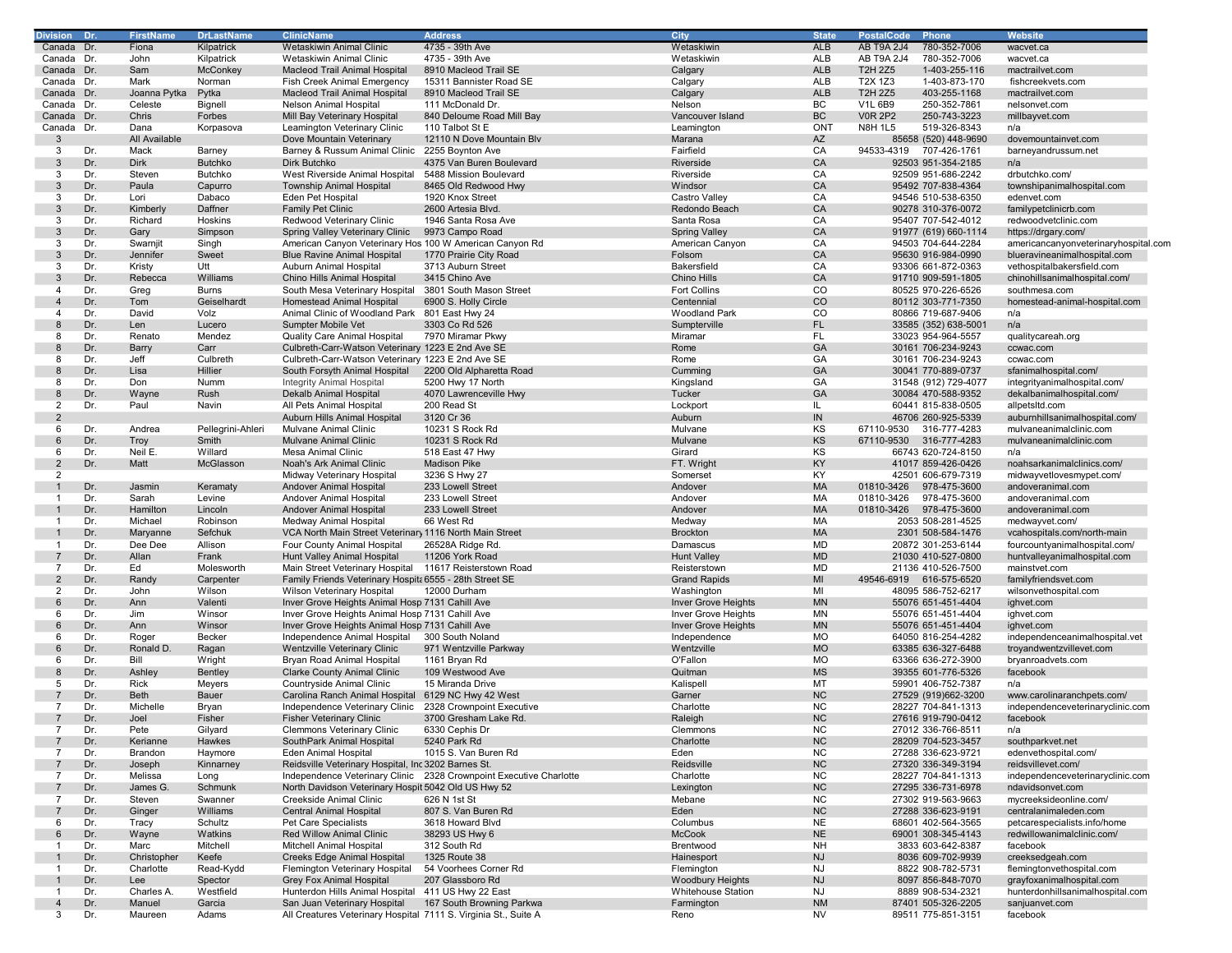| Division | Dr. | FirstName | DrLastName | ClinicName | Address | City | State | PostalCode | Phone | Website |
|---|---|---|---|---|---|---|---|---|---|---|
| Canada | Dr. | Fiona | Kilpatrick | Wetaskiwin Animal Clinic | 4735 - 39th Ave | Wetaskiwin | ALB | AB T9A 2J4 | 780-352-7006 | wacvet.ca |
| Canada | Dr. | John | Kilpatrick | Wetaskiwin Animal Clinic | 4735 - 39th Ave | Wetaskiwin | ALB | AB T9A 2J4 | 780-352-7006 | wacvet.ca |
| Canada | Dr. | Sam | McConkey | Macleod Trail Animal Hospital | 8910 Macleod Trail SE | Calgary | ALB | T2H 2Z5 | 1-403-255-116 | mactrailvet.com |
| Canada | Dr. | Mark | Norman | Fish Creek Animal Emergency | 15311 Bannister Road SE | Calgary | ALB | T2X 1Z3 | 1-403-873-170 | fishcreekvets.com |
| Canada | Dr. | Joanna Pytka | Pytka | Macleod Trail Animal Hospital | 8910 Macleod Trail SE | Calgary | ALB | T2H 2Z5 | 403-255-1168 | mactrailvet.com |
| Canada | Dr. | Celeste | Bignell | Nelson Animal Hospital | 111 McDonald Dr. | Nelson | BC | V1L 6B9 | 250-352-7861 | nelsonvet.com |
| Canada | Dr. | Chris | Forbes | Mill Bay Veterinary Hospital | 840 Deloume Road Mill Bay | Vancouver Island | BC | V0R 2P2 | 250-743-3223 | millbayvet.com |
| Canada | Dr. | Dana | Korpasova | Leamington Veterinary Clinic | 110 Talbot St E | Leamington | ONT | N8H 1L5 | 519-326-8343 | n/a |
| 3 | | All Available | | Dove Mountain Veterinary | 12110 N Dove Mountain Blv | Marana | AZ | 85658 | (520) 448-9690 | dovemountainvet.com |
| 3 | Dr. | Mack | Barney | Barney & Russum Animal Clinic | 2255 Boynton Ave | Fairfield | CA | 94533-4319 | 707-426-1761 | barneyandrussum.net |
| 3 | Dr. | Dirk | Butchko | Dirk Butchko | 4375 Van Buren Boulevard | Riverside | CA | 92503 | 951-354-2185 | n/a |
| 3 | Dr. | Steven | Butchko | West Riverside Animal Hospital | 5488 Mission Boulevard | Riverside | CA | 92509 | 951-686-2242 | drbutchko.com/ |
| 3 | Dr. | Paula | Capurro | Township Animal Hospital | 8465 Old Redwood Hwy | Windsor | CA | 95492 | 707-838-4364 | townshipanimalhospital.com |
| 3 | Dr. | Lori | Dabaco | Eden Pet Hospital | 1920 Knox Street | Castro Valley | CA | 94546 | 510-538-6350 | edenvet.com |
| 3 | Dr. | Kimberly | Daffner | Family Pet Clinic | 2600 Artesia Blvd. | Redondo Beach | CA | 90278 | 310-376-0072 | familypetclinicrb.com |
| 3 | Dr. | Richard | Hoskins | Redwood Veterinary Clinic | 1946 Santa Rosa Ave | Santa Rosa | CA | 95407 | 707-542-4012 | redwoodvetclinic.com |
| 3 | Dr. | Gary | Simpson | Spring Valley Veterinary Clinic | 9973 Campo Road | Spring Valley | CA | 91977 | (619) 660-1114 | https://drgary.com/ |
| 3 | Dr. | Swarnjit | Singh | American Canyon Veterinary Hos | 100 W American Canyon Rd | American Canyon | CA | 94503 | 704-644-2284 | americancanyonveterinaryhospital.com |
| 3 | Dr. | Jennifer | Sweet | Blue Ravine Animal Hospital | 1770 Prairie City Road | Folsom | CA | 95630 | 916-984-0990 | blueravineanimalhospital.com |
| 3 | Dr. | Kristy | Utt | Auburn Animal Hospital | 3713 Auburn Street | Bakersfield | CA | 93306 | 661-872-0363 | vethospitalbakersfield.com |
| 3 | Dr. | Rebecca | Williams | Chino Hills Animal Hospital | 3415 Chino Ave | Chino Hills | CA | 91710 | 909-591-1805 | chinohillsanimalhospital.com/ |
| 4 | Dr. | Greg | Burns | South Mesa Veterinary Hospital | 3801 South Mason Street | Fort Collins | CO | 80525 | 970-226-6526 | southmesa.com |
| 4 | Dr. | Tom | Geiselhardt | Homestead Animal Hospital | 6900 S. Holly Circle | Centennial | CO | 80112 | 303-771-7350 | homestead-animal-hospital.com |
| 4 | Dr. | David | Volz | Animal Clinic of Woodland Park | 801 East Hwy 24 | Woodland Park | CO | 80866 | 719-687-9406 | n/a |
| 8 | Dr. | Len | Lucero | Sumpter Mobile Vet | 3303 Co Rd 526 | Sumpterville | FL | 33585 | (352) 638-5001 | n/a |
| 8 | Dr. | Renato | Mendez | Quality Care Animal Hospital | 7970 Miramar Pkwy | Miramar | FL | 33023 | 954-964-5557 | qualitycareah.org |
| 8 | Dr. | Barry | Carr | Culbreth-Carr-Watson Veterinary | 1223 E 2nd Ave SE | Rome | GA | 30161 | 706-234-9243 | ccwac.com |
| 8 | Dr. | Jeff | Culbreth | Culbreth-Carr-Watson Veterinary | 1223 E 2nd Ave SE | Rome | GA | 30161 | 706-234-9243 | ccwac.com |
| 8 | Dr. | Lisa | Hillier | South Forsyth Animal Hospital | 2200 Old Alpharetta Road | Cumming | GA | 30041 | 770-889-0737 | sfanimalhospital.com/ |
| 8 | Dr. | Don | Numm | Integrity Animal Hospital | 5200 Hwy 17 North | Kingsland | GA | 31548 | (912) 729-4077 | integrityanimalhospital.com/ |
| 8 | Dr. | Wayne | Rush | Dekalb Animal Hospital | 4070 Lawrenceville Hwy | Tucker | GA | 30084 | 470-588-9352 | dekalbanimalhospital.com/ |
| 2 | Dr. | Paul | Navin | All Pets Animal Hospital | 200 Read St | Lockport | IL | 60441 | 815-838-0505 | allpetsltd.com |
| 2 | | | | Auburn Hills Animal Hospital | 3120 Cr 36 | Auburn | IN | 46706 | 260-925-5339 | auburnhillsanimalhospital.com/ |
| 6 | Dr. | Andrea | Pellegrini-Ahleri | Mulvane Animal Clinic | 10231 S Rock Rd | Mulvane | KS | 67110-9530 | 316-777-4283 | mulvaneanimalclinic.com |
| 6 | Dr. | Troy | Smith | Mulvane Animal Clinic | 10231 S Rock Rd | Mulvane | KS | 67110-9530 | 316-777-4283 | mulvaneanimalclinic.com |
| 6 | Dr. | Neil E. | Willard | Mesa Animal Clinic | 518 East 47 Hwy | Girard | KS | 66743 | 620-724-8150 | n/a |
| 2 | Dr. | Matt | McGlasson | Noah's Ark Animal Clinic | Madison Pike | FT. Wright | KY | 41017 | 859-426-0426 | noahsarkanimalclinics.com/ |
| 2 | | | | Midway Veterinary Hospital | 3236 S Hwy 27 | Somerset | KY | 42501 | 606-679-7319 | midwayvetlovesmypet.com/ |
| 1 | Dr. | Jasmin | Keramaty | Andover Animal Hospital | 233 Lowell Street | Andover | MA | 01810-3426 | 978-475-3600 | andoveranimal.com |
| 1 | Dr. | Sarah | Levine | Andover Animal Hospital | 233 Lowell Street | Andover | MA | 01810-3426 | 978-475-3600 | andoveranimal.com |
| 1 | Dr. | Hamilton | Lincoln | Andover Animal Hospital | 233 Lowell Street | Andover | MA | 01810-3426 | 978-475-3600 | andoveranimal.com |
| 1 | Dr. | Michael | Robinson | Medway Animal Hospital | 66 West Rd | Medway | MA | 2053 | 508-281-4525 | medwayvet.com/ |
| 1 | Dr. | Maryanne | Sefchuk | VCA North Main Street Veterinary | 1116 North Main Street | Brockton | MA | 2301 | 508-584-1476 | vcahospitals.com/north-main |
| 1 | Dr. | Dee Dee | Allison | Four County Animal Hospital | 26528A Ridge Rd. | Damascus | MD | 20872 | 301-253-6144 | fourcountyanimalhospital.com/ |
| 7 | Dr. | Allan | Frank | Hunt Valley Animal Hospital | 11206 York Road | Hunt Valley | MD | 21030 | 410-527-0800 | huntvalleyanimalhospital.com |
| 7 | Dr. | Ed | Molesworth | Main Street Veterinary Hospital | 11617 Reisterstown Road | Reisterstown | MD | 21136 | 410-526-7500 | mainstvet.com |
| 2 | Dr. | Randy | Carpenter | Family Friends Veterinary Hospita | 6555 - 28th Street SE | Grand Rapids | MI | 49546-6919 | 616-575-6520 | familyfriendsvet.com |
| 2 | Dr. | John | Wilson | Wilson Veterinary Hospital | 12000 Durham | Washington | MI | 48095 | 586-752-6217 | wilsonvethospital.com |
| 6 | Dr. | Ann | Valenti | Inver Grove Heights Animal Hosp | 7131 Cahill Ave | Inver Grove Heights | MN | 55076 | 651-451-4404 | ighvet.com |
| 6 | Dr. | Jim | Winsor | Inver Grove Heights Animal Hosp | 7131 Cahill Ave | Inver Grove Heights | MN | 55076 | 651-451-4404 | ighvet.com |
| 6 | Dr. | Ann | Winsor | Inver Grove Heights Animal Hosp | 7131 Cahill Ave | Inver Grove Heights | MN | 55076 | 651-451-4404 | ighvet.com |
| 6 | Dr. | Roger | Becker | Independence Animal Hospital | 300 South Noland | Independence | MO | 64050 | 816-254-4282 | independenceanimalhospital.vet |
| 6 | Dr. | Ronald D. | Ragan | Wentzville Veterinary Clinic | 971 Wentzville Parkway | Wentzville | MO | 63385 | 636-327-6488 | troyandwentzvillevet.com |
| 6 | Dr. | Bill | Wright | Bryan Road Animal Hospital | 1161 Bryan Rd | O'Fallon | MO | 63366 | 636-272-3900 | bryanroadvets.com |
| 8 | Dr. | Ashley | Bentley | Clarke County Animal Clinic | 109 Westwood Ave | Quitman | MS | 39355 | 601-776-5326 | facebook |
| 5 | Dr. | Rick | Meyers | Countryside Animal Clinic | 15 Miranda Drive | Kalispell | MT | 59901 | 406-752-7387 | n/a |
| 7 | Dr. | Beth | Bauer | Carolina Ranch Animal Hospital | 6129 NC Hwy 42 West | Garner | NC | 27529 | (919)662-3200 | www.carolinaranchpets.com/ |
| 7 | Dr. | Michelle | Bryan | Independence Veterinary Clinic | 2328 Crownpoint Executive | Charlotte | NC | 28227 | 704-841-1313 | independenceveterinaryclinic.com |
| 7 | Dr. | Joel | Fisher | Fisher Veterinary Clinic | 3700 Gresham Lake Rd. | Raleigh | NC | 27616 | 919-790-0412 | facebook |
| 7 | Dr. | Pete | Gilyard | Clemmons Veterinary Clinic | 6330 Cephis Dr | Clemmons | NC | 27012 | 336-766-8511 | n/a |
| 7 | Dr. | Kerianne | Hawkes | SouthPark Animal Hospital | 5240 Park Rd | Charlotte | NC | 28209 | 704-523-3457 | southparkvet.net |
| 7 | Dr. | Brandon | Haymore | Eden Animal Hospital | 1015 S. Van Buren Rd | Eden | NC | 27288 | 336-623-9721 | edenvethospital.com/ |
| 7 | Dr. | Joseph | Kinnarney | Reidsville Veterinary Hospital, Inc | 3202 Barnes St. | Reidsville | NC | 27320 | 336-349-3194 | reidsvillevet.com/ |
| 7 | Dr. | Melissa | Long | Independence Veterinary Clinic | 2328 Crownpoint Executive Charlotte | Charlotte | NC | 28227 | 704-841-1313 | independenceveterinaryclinic.com |
| 7 | Dr. | James G. | Schmunk | North Davidson Veterinary Hospit | 5042 Old US Hwy 52 | Lexington | NC | 27295 | 336-731-6978 | ndavidsonvet.com |
| 7 | Dr. | Steven | Swanner | Creekside Animal Clinic | 626 N 1st St | Mebane | NC | 27302 | 919-563-9663 | mycreeksideonline.com/ |
| 7 | Dr. | Ginger | Williams | Central Animal Hospital | 807 S. Van Buren Rd | Eden | NC | 27288 | 336-623-9191 | centralanimaleden.com |
| 6 | Dr. | Tracy | Schultz | Pet Care Specialists | 3618 Howard Blvd | Columbus | NE | 68601 | 402-564-3565 | petcarespecialists.info/home |
| 6 | Dr. | Wayne | Watkins | Red Willow Animal Clinic | 38293 US Hwy 6 | McCook | NE | 69001 | 308-345-4143 | redwillowanimalclinic.com/ |
| 1 | Dr. | Marc | Mitchell | Mitchell Animal Hospital | 312 South Rd | Brentwood | NH | 3833 | 603-642-8387 | facebook |
| 1 | Dr. | Christopher | Keefe | Creeks Edge Animal Hospital | 1325 Route 38 | Hainesport | NJ | 8036 | 609-702-9939 | creeksedgeah.com |
| 1 | Dr. | Charlotte | Read-Kydd | Flemington Veterinary Hospital | 54 Voorhees Corner Rd | Flemington | NJ | 8822 | 908-782-5731 | flemingtonvethospital.com |
| 1 | Dr. | Lee | Spector | Grey Fox Animal Hospital | 207 Glassboro Rd | Woodbury Heights | NJ | 8097 | 856-848-7070 | grayfoxanimalhospital.com |
| 1 | Dr. | Charles A. | Westfield | Hunterdon Hills Animal Hospital | 411 US Hwy 22 East | Whitehouse Station | NJ | 8889 | 908-534-2321 | hunterdonhillsanimalhospital.com |
| 4 | Dr. | Manuel | Garcia | San Juan Veterinary Hospital | 167 South Browning Parkwa | Farmington | NM | 87401 | 505-326-2205 | sanjuanvet.com |
| 3 | Dr. | Maureen | Adams | All Creatures Veterinary Hospital | 7111 S. Virginia St., Suite A | Reno | NV | 89511 | 775-851-3151 | facebook |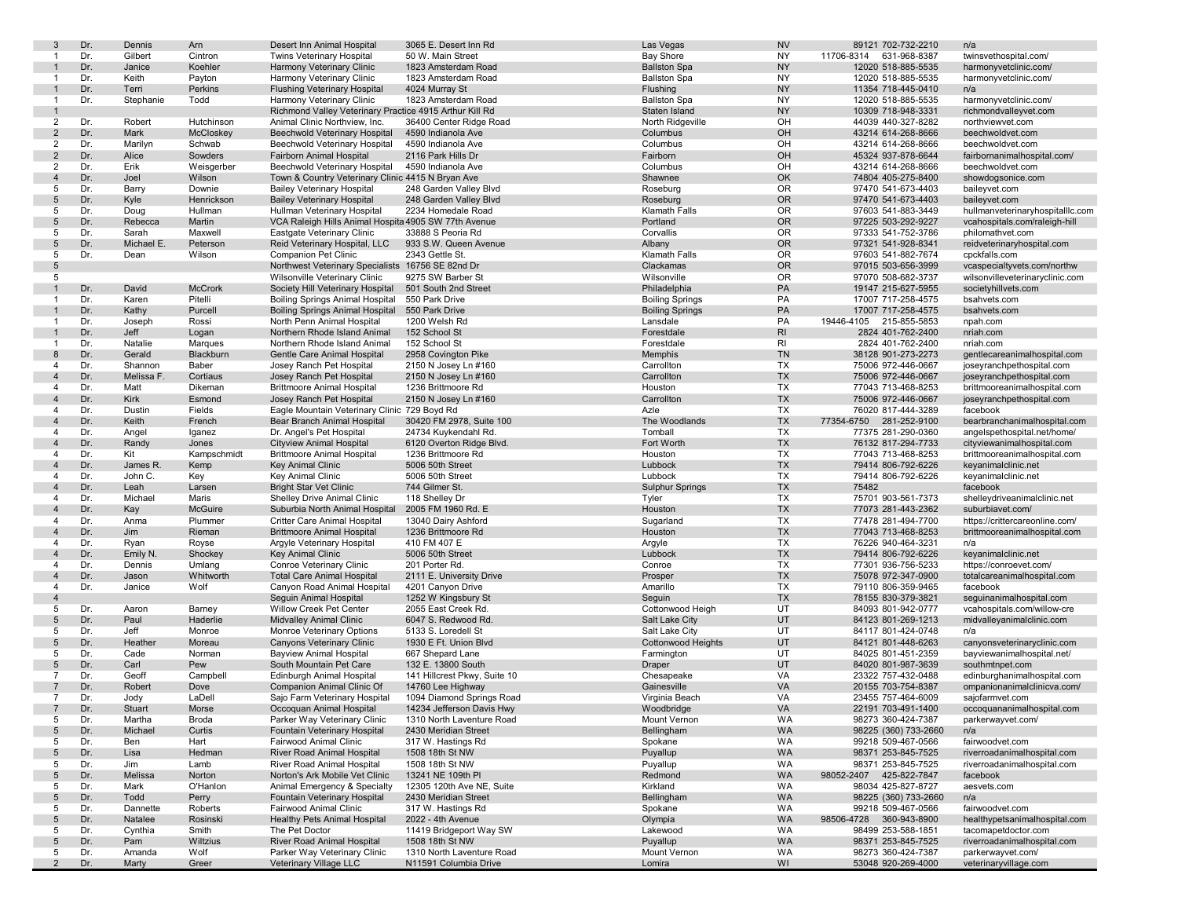| | | | | | | | | | | |
|---|---|---|---|---|---|---|---|---|---|---|
| 3 | Dr. | Dennis | Arn | Desert Inn Animal Hospital | 3065 E. Desert Inn Rd | Las Vegas | NV | 89121 | 702-732-2210 | n/a |
| 1 | Dr. | Gilbert | Cintron | Twins Veterinary Hospital | 50 W. Main Street | Bay Shore | NY | 11706-8314 | 631-968-8387 | twinsvethospital.com/ |
| 1 | Dr. | Janice | Koehler | Harmony Veterinary Clinic | 1823 Amsterdam Road | Ballston Spa | NY | 12020 | 518-885-5535 | harmonyvetclinic.com/ |
| 1 | Dr. | Keith | Payton | Harmony Veterinary Clinic | 1823 Amsterdam Road | Ballston Spa | NY | 12020 | 518-885-5535 | harmonyvetclinic.com/ |
| 1 | Dr. | Terri | Perkins | Flushing Veterinary Hospital | 4024 Murray St | Flushing | NY | 11354 | 718-445-0410 | n/a |
| 1 | Dr. | Stephanie | Todd | Harmony Veterinary Clinic | 1823 Amsterdam Road | Ballston Spa | NY | 12020 | 518-885-5535 | harmonyvetclinic.com/ |
| 1 | | | | Richmond Valley Veterinary Practice | 4915 Arthur Kill Rd | Staten Island | NY | 10309 | 718-948-3331 | richmondvalleyvet.com |
| 2 | Dr. | Robert | Hutchinson | Animal Clinic Northview, Inc. | 36400 Center Ridge Road | North Ridgeville | OH | 44039 | 440-327-8282 | northviewvet.com |
| 2 | Dr. | Mark | McCloskey | Beechwold Veterinary Hospital | 4590 Indianola Ave | Columbus | OH | 43214 | 614-268-8666 | beechwoldvet.com |
| 2 | Dr. | Marilyn | Schwab | Beechwold Veterinary Hospital | 4590 Indianola Ave | Columbus | OH | 43214 | 614-268-8666 | beechwoldvet.com |
| 2 | Dr. | Alice | Sowders | Fairborn Animal Hospital | 2116 Park Hills Dr | Fairborn | OH | 45324 | 937-878-6644 | fairbornanimalhospital.com/ |
| 2 | Dr. | Erik | Weisgerber | Beechwold Veterinary Hospital | 4590 Indianola Ave | Columbus | OH | 43214 | 614-268-8666 | beechwoldvet.com |
| 4 | Dr. | Joel | Wilson | Town & Country Veterinary Clinic | 4415 N Bryan Ave | Shawnee | OK | 74804 | 405-275-8400 | showdogsonice.com |
| 5 | Dr. | Barry | Downie | Bailey Veterinary Hospital | 248 Garden Valley Blvd | Roseburg | OR | 97470 | 541-673-4403 | baileyvet.com |
| 5 | Dr. | Kyle | Henrickson | Bailey Veterinary Hospital | 248 Garden Valley Blvd | Roseburg | OR | 97470 | 541-673-4403 | baileyvet.com |
| 5 | Dr. | Doug | Hullman | Hullman Veterinary Hospital | 2234 Homedale Road | Klamath Falls | OR | 97603 | 541-883-3449 | hullmanveterinaryhospitalllc.com |
| 5 | Dr. | Rebecca | Martin | VCA Raleigh Hills Animal Hospita | 4905 SW 77th Avenue | Portland | OR | 97225 | 503-292-9227 | vcahospitals.com/raleigh-hill |
| 5 | Dr. | Sarah | Maxwell | Eastgate Veterinary Clinic | 33888 S Peoria Rd | Corvallis | OR | 97333 | 541-752-3786 | philomathvet.com |
| 5 | Dr. | Michael E. | Peterson | Reid Veterinary Hospital, LLC | 933 S.W. Queen Avenue | Albany | OR | 97321 | 541-928-8341 | reidveterinaryhospital.com |
| 5 | Dr. | Dean | Wilson | Companion Pet Clinic | 2343 Gettle St. | Klamath Falls | OR | 97603 | 541-882-7674 | cpckfalls.com |
| 5 | | | | Northwest Veterinary Specialists | 16756 SE 82nd Dr | Clackamas | OR | 97015 | 503-656-3999 | vcaspecialtyvets.com/northw |
| 5 | | | | Wilsonville Veterinary Clinic | 9275 SW Barber St | Wilsonville | OR | 97070 | 508-682-3737 | wilsonvilleveterinaryclinic.com |
| 1 | Dr. | David | McCrork | Society Hill Veterinary Hospital | 501 South 2nd Street | Philadelphia | PA | 19147 | 215-627-5955 | societyhillvets.com |
| 1 | Dr. | Karen | Pitelli | Boiling Springs Animal Hospital | 550 Park Drive | Boiling Springs | PA | 17007 | 717-258-4575 | bsahvets.com |
| 1 | Dr. | Kathy | Purcell | Boiling Springs Animal Hospital | 550 Park Drive | Boiling Springs | PA | 17007 | 717-258-4575 | bsahvets.com |
| 1 | Dr. | Joseph | Rossi | North Penn Animal Hospital | 1200 Welsh Rd | Lansdale | PA | 19446-4105 | 215-855-5853 | npah.com |
| 1 | Dr. | Jeff | Logan | Northern Rhode Island Animal | 152 School St | Forestdale | RI | 2824 | 401-762-2400 | nriah.com |
| 1 | Dr. | Natalie | Marques | Northern Rhode Island Animal | 152 School St | Forestdale | RI | 2824 | 401-762-2400 | nriah.com |
| 8 | Dr. | Gerald | Blackburn | Gentle Care Animal Hospital | 2958 Covington Pike | Memphis | TN | 38128 | 901-373-2273 | gentlecareanimalhospital.com |
| 4 | Dr. | Shannon | Baber | Josey Ranch Pet Hospital | 2150 N Josey Ln #160 | Carrollton | TX | 75006 | 972-446-0667 | joseyranchpethospital.com |
| 4 | Dr. | Melissa F. | Cortiaus | Josey Ranch Pet Hospital | 2150 N Josey Ln #160 | Carrollton | TX | 75006 | 972-446-0667 | joseyranchpethospital.com |
| 4 | Dr. | Matt | Dikeman | Brittmoore Animal Hospital | 1236 Brittmoore Rd | Houston | TX | 77043 | 713-468-8253 | brittmooreanimalhospital.com |
| 4 | Dr. | Kirk | Esmond | Josey Ranch Pet Hospital | 2150 N Josey Ln #160 | Carrollton | TX | 75006 | 972-446-0667 | joseyranchpethospital.com |
| 4 | Dr. | Dustin | Fields | Eagle Mountain Veterinary Clinic | 729 Boyd Rd | Azle | TX | 76020 | 817-444-3289 | facebook |
| 4 | Dr. | Keith | French | Bear Branch Animal Hospital | 30420 FM 2978, Suite 100 | The Woodlands | TX | 77354-6750 | 281-252-9100 | bearbranchanimalhospital.com |
| 4 | Dr. | Angel | Iganez | Dr. Angel's Pet Hospital | 24734 Kuykendahl Rd. | Tomball | TX | 77375 | 281-290-0360 | angelspethospital.net/home/ |
| 4 | Dr. | Randy | Jones | Cityview Animal Hospital | 6120 Overton Ridge Blvd. | Fort Worth | TX | 76132 | 817-294-7733 | cityviewanimalhospital.com |
| 4 | Dr. | Kit | Kampschmidt | Brittmoore Animal Hospital | 1236 Brittmoore Rd | Houston | TX | 77043 | 713-468-8253 | brittmooreanimalhospital.com |
| 4 | Dr. | James R. | Kemp | Key Animal Clinic | 5006 50th Street | Lubbock | TX | 79414 | 806-792-6226 | keyanimalclinic.net |
| 4 | Dr. | John C. | Key | Key Animal Clinic | 5006 50th Street | Lubbock | TX | 79414 | 806-792-6226 | keyanimalclinic.net |
| 4 | Dr. | Leah | Larsen | Bright Star Vet Clinic | 744 Gilmer St. | Sulphur Springs | TX | 75482 | | facebook |
| 4 | Dr. | Michael | Maris | Shelley Drive Animal Clinic | 118 Shelley Dr | Tyler | TX | 75701 | 903-561-7373 | shelleydriveanimalclinic.net |
| 4 | Dr. | Kay | McGuire | Suburbia North Animal Hospital | 2005 FM 1960 Rd. E | Houston | TX | 77073 | 281-443-2362 | suburbiavet.com/ |
| 4 | Dr. | Anma | Plummer | Critter Care Animal Hospital | 13040 Dairy Ashford | Sugarland | TX | 77478 | 281-494-7700 | https://crittercareonline.com/ |
| 4 | Dr. | Jim | Rieman | Brittmoore Animal Hospital | 1236 Brittmoore Rd | Houston | TX | 77043 | 713-468-8253 | brittmooreanimalhospital.com |
| 4 | Dr. | Ryan | Royse | Argyle Veterinary Hospital | 410 FM 407 E | Argyle | TX | 76226 | 940-464-3231 | n/a |
| 4 | Dr. | Emily N. | Shockey | Key Animal Clinic | 5006 50th Street | Lubbock | TX | 79414 | 806-792-6226 | keyanimalclinic.net |
| 4 | Dr. | Dennis | Umlang | Conroe Veterinary Clinic | 201 Porter Rd. | Conroe | TX | 77301 | 936-756-5233 | https://conroevet.com/ |
| 4 | Dr. | Jason | Whitworth | Total Care Animal Hospital | 2111 E. University Drive | Prosper | TX | 75078 | 972-347-0900 | totalcareanimalhospital.com |
| 4 | Dr. | Janice | Wolf | Canyon Road Animal Hospital | 4201 Canyon Drive | Amarillo | TX | 79110 | 806-359-9465 | facebook |
| 4 | | | | Seguin Animal Hospital | 1252 W Kingsbury St | Seguin | TX | 78155 | 830-379-3821 | seguinanimalhospital.com |
| 5 | Dr. | Aaron | Barney | Willow Creek Pet Center | 2055 East Creek Rd. | Cottonwood Heigh | UT | 84093 | 801-942-0777 | vcahospitals.com/willow-cre |
| 5 | Dr. | Paul | Haderlie | Midvalley Animal Clinic | 6047 S. Redwood Rd. | Salt Lake City | UT | 84123 | 801-269-1213 | midvalleyanimalclinic.com |
| 5 | Dr. | Jeff | Monroe | Monroe Veterinary Options | 5133 S. Loredell St | Salt Lake City | UT | 84117 | 801-424-0748 | n/a |
| 5 | Dr. | Heather | Moreau | Canyons Veterinary Clinic | 1930 E Ft. Union Blvd | Cottonwood Heights | UT | 84121 | 801-448-6263 | canyonsveterinaryclinic.com |
| 5 | Dr. | Cade | Norman | Bayview Animal Hospital | 667 Shepard Lane | Farmington | UT | 84025 | 801-451-2359 | bayviewanimalhospital.net/ |
| 5 | Dr. | Carl | Pew | South Mountain Pet Care | 132 E. 13800 South | Draper | UT | 84020 | 801-987-3639 | southmtnpet.com |
| 7 | Dr. | Geoff | Campbell | Edinburgh Animal Hospital | 141 Hillcrest Pkwy, Suite 10 | Chesapeake | VA | 23322 | 757-432-0488 | edinburghanimalhospital.com |
| 7 | Dr. | Robert | Dove | Companion Animal Clinic Of | 14760 Lee Highway | Gainesville | VA | 20155 | 703-754-8387 | ompanionanimalclinicva.com/ |
| 7 | Dr. | Jody | LaDell | Sajo Farm Veterinary Hospital | 1094 Diamond Springs Road | Virginia Beach | VA | 23455 | 757-464-6009 | sajofarmvet.com |
| 7 | Dr. | Stuart | Morse | Occoquan Animal Hospital | 14234 Jefferson Davis Hwy | Woodbridge | VA | 22191 | 703-491-1400 | occoquananimalhospital.com |
| 5 | Dr. | Martha | Broda | Parker Way Veterinary Clinic | 1310 North Laventure Road | Mount Vernon | WA | 98273 | 360-424-7387 | parkerwayvet.com/ |
| 5 | Dr. | Michael | Curtis | Fountain Veterinary Hospital | 2430 Meridian Street | Bellingham | WA | 98225 | (360) 733-2660 | n/a |
| 5 | Dr. | Ben | Hart | Fairwood Animal Clinic | 317 W. Hastings Rd | Spokane | WA | 99218 | 509-467-0566 | fairwoodvet.com |
| 5 | Dr. | Lisa | Hedman | River Road Animal Hospital | 1508 18th St NW | Puyallup | WA | 98371 | 253-845-7525 | riverroadanimalhospital.com |
| 5 | Dr. | Jim | Lamb | River Road Animal Hospital | 1508 18th St NW | Puyallup | WA | 98371 | 253-845-7525 | riverroadanimalhospital.com |
| 5 | Dr. | Melissa | Norton | Norton's Ark Mobile Vet Clinic | 13241 NE 109th Pl | Redmond | WA | 98052-2407 | 425-822-7847 | facebook |
| 5 | Dr. | Mark | O'Hanlon | Animal Emergency & Specialty | 12305 120th Ave NE, Suite | Kirkland | WA | 98034 | 425-827-8727 | aesvets.com |
| 5 | Dr. | Todd | Perry | Fountain Veterinary Hospital | 2430 Meridian Street | Bellingham | WA | 98225 | (360) 733-2660 | n/a |
| 5 | Dr. | Dannette | Roberts | Fairwood Animal Clinic | 317 W. Hastings Rd | Spokane | WA | 99218 | 509-467-0566 | fairwoodvet.com |
| 5 | Dr. | Natalee | Rosinski | Healthy Pets Animal Hospital | 2022 - 4th Avenue | Olympia | WA | 98506-4728 | 360-943-8900 | healthypetsanimalhospital.com |
| 5 | Dr. | Cynthia | Smith | The Pet Doctor | 11419 Bridgeport Way SW | Lakewood | WA | 98499 | 253-588-1851 | tacomapetdoctor.com |
| 5 | Dr. | Pam | Wiltzius | River Road Animal Hospital | 1508 18th St NW | Puyallup | WA | 98371 | 253-845-7525 | riverroadanimalhospital.com |
| 5 | Dr. | Amanda | Wolf | Parker Way Veterinary Clinic | 1310 North Laventure Road | Mount Vernon | WA | 98273 | 360-424-7387 | parkerwayvet.com/ |
| 2 | Dr. | Marty | Greer | Veterinary Village LLC | N11591 Columbia Drive | Lomira | WI | 53048 | 920-269-4000 | veterinaryvillage.com |